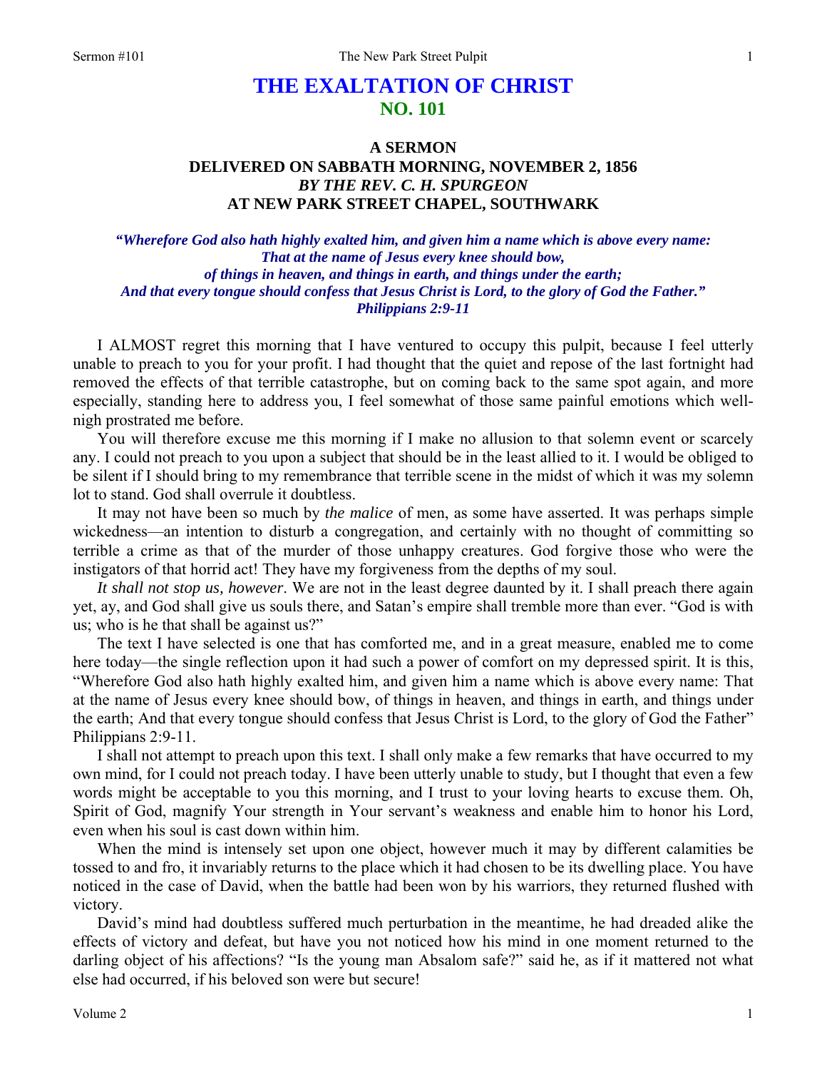# THE EXALTATION OF CHRIST
## NO. 101

### A SERMON
### DELIVERED ON SABBATH MORNING, NOVEMBER 2, 1856
### *BY THE REV. C. H. SPURGEON*
### AT NEW PARK STREET CHAPEL, SOUTHWARK

***"Wherefore God also hath highly exalted him, and given him a name which is above every name: That at the name of Jesus every knee should bow, of things in heaven, and things in earth, and things under the earth; And that every tongue should confess that Jesus Christ is Lord, to the glory of God the Father." Philippians 2:9-11***

I ALMOST regret this morning that I have ventured to occupy this pulpit, because I feel utterly unable to preach to you for your profit. I had thought that the quiet and repose of the last fortnight had removed the effects of that terrible catastrophe, but on coming back to the same spot again, and more especially, standing here to address you, I feel somewhat of those same painful emotions which well-nigh prostrated me before.

You will therefore excuse me this morning if I make no allusion to that solemn event or scarcely any. I could not preach to you upon a subject that should be in the least allied to it. I would be obliged to be silent if I should bring to my remembrance that terrible scene in the midst of which it was my solemn lot to stand. God shall overrule it doubtless.

It may not have been so much by *the malice* of men, as some have asserted. It was perhaps simple wickedness—an intention to disturb a congregation, and certainly with no thought of committing so terrible a crime as that of the murder of those unhappy creatures. God forgive those who were the instigators of that horrid act! They have my forgiveness from the depths of my soul.

*It shall not stop us, however*. We are not in the least degree daunted by it. I shall preach there again yet, ay, and God shall give us souls there, and Satan's empire shall tremble more than ever. "God is with us; who is he that shall be against us?"

The text I have selected is one that has comforted me, and in a great measure, enabled me to come here today—the single reflection upon it had such a power of comfort on my depressed spirit. It is this, "Wherefore God also hath highly exalted him, and given him a name which is above every name: That at the name of Jesus every knee should bow, of things in heaven, and things in earth, and things under the earth; And that every tongue should confess that Jesus Christ is Lord, to the glory of God the Father" Philippians 2:9-11.

I shall not attempt to preach upon this text. I shall only make a few remarks that have occurred to my own mind, for I could not preach today. I have been utterly unable to study, but I thought that even a few words might be acceptable to you this morning, and I trust to your loving hearts to excuse them. Oh, Spirit of God, magnify Your strength in Your servant's weakness and enable him to honor his Lord, even when his soul is cast down within him.

When the mind is intensely set upon one object, however much it may by different calamities be tossed to and fro, it invariably returns to the place which it had chosen to be its dwelling place. You have noticed in the case of David, when the battle had been won by his warriors, they returned flushed with victory.

David's mind had doubtless suffered much perturbation in the meantime, he had dreaded alike the effects of victory and defeat, but have you not noticed how his mind in one moment returned to the darling object of his affections? "Is the young man Absalom safe?" said he, as if it mattered not what else had occurred, if his beloved son were but secure!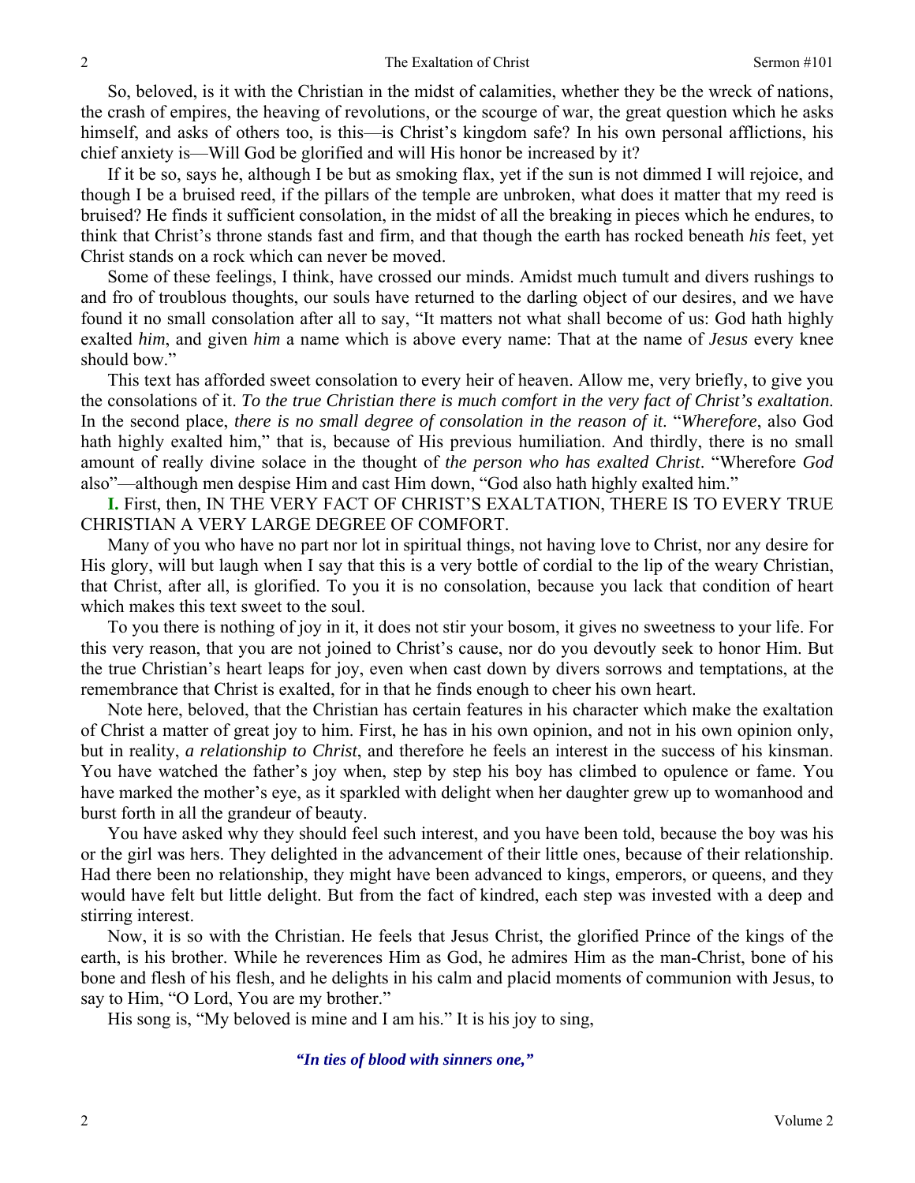So, beloved, is it with the Christian in the midst of calamities, whether they be the wreck of nations, the crash of empires, the heaving of revolutions, or the scourge of war, the great question which he asks himself, and asks of others too, is this—is Christ's kingdom safe? In his own personal afflictions, his chief anxiety is—Will God be glorified and will His honor be increased by it?

If it be so, says he, although I be but as smoking flax, yet if the sun is not dimmed I will rejoice, and though I be a bruised reed, if the pillars of the temple are unbroken, what does it matter that my reed is bruised? He finds it sufficient consolation, in the midst of all the breaking in pieces which he endures, to think that Christ's throne stands fast and firm, and that though the earth has rocked beneath *his* feet, yet Christ stands on a rock which can never be moved.

Some of these feelings, I think, have crossed our minds. Amidst much tumult and divers rushings to and fro of troublous thoughts, our souls have returned to the darling object of our desires, and we have found it no small consolation after all to say, "It matters not what shall become of us: God hath highly exalted *him*, and given *him* a name which is above every name: That at the name of *Jesus* every knee should bow."

This text has afforded sweet consolation to every heir of heaven. Allow me, very briefly, to give you the consolations of it. *To the true Christian there is much comfort in the very fact of Christ's exaltation*. In the second place, *there is no small degree of consolation in the reason of it*. "*Wherefore*, also God hath highly exalted him," that is, because of His previous humiliation. And thirdly, there is no small amount of really divine solace in the thought of *the person who has exalted Christ*. "Wherefore *God* also"—although men despise Him and cast Him down, "God also hath highly exalted him."

**I.** First, then, IN THE VERY FACT OF CHRIST'S EXALTATION, THERE IS TO EVERY TRUE CHRISTIAN A VERY LARGE DEGREE OF COMFORT.

Many of you who have no part nor lot in spiritual things, not having love to Christ, nor any desire for His glory, will but laugh when I say that this is a very bottle of cordial to the lip of the weary Christian, that Christ, after all, is glorified. To you it is no consolation, because you lack that condition of heart which makes this text sweet to the soul.

To you there is nothing of joy in it, it does not stir your bosom, it gives no sweetness to your life. For this very reason, that you are not joined to Christ's cause, nor do you devoutly seek to honor Him. But the true Christian's heart leaps for joy, even when cast down by divers sorrows and temptations, at the remembrance that Christ is exalted, for in that he finds enough to cheer his own heart.

Note here, beloved, that the Christian has certain features in his character which make the exaltation of Christ a matter of great joy to him. First, he has in his own opinion, and not in his own opinion only, but in reality, *a relationship to Christ*, and therefore he feels an interest in the success of his kinsman. You have watched the father's joy when, step by step his boy has climbed to opulence or fame. You have marked the mother's eye, as it sparkled with delight when her daughter grew up to womanhood and burst forth in all the grandeur of beauty.

You have asked why they should feel such interest, and you have been told, because the boy was his or the girl was hers. They delighted in the advancement of their little ones, because of their relationship. Had there been no relationship, they might have been advanced to kings, emperors, or queens, and they would have felt but little delight. But from the fact of kindred, each step was invested with a deep and stirring interest.

Now, it is so with the Christian. He feels that Jesus Christ, the glorified Prince of the kings of the earth, is his brother. While he reverences Him as God, he admires Him as the man-Christ, bone of his bone and flesh of his flesh, and he delights in his calm and placid moments of communion with Jesus, to say to Him, "O Lord, You are my brother."

His song is, "My beloved is mine and I am his." It is his joy to sing,

> ***"In ties of blood with sinners one,"***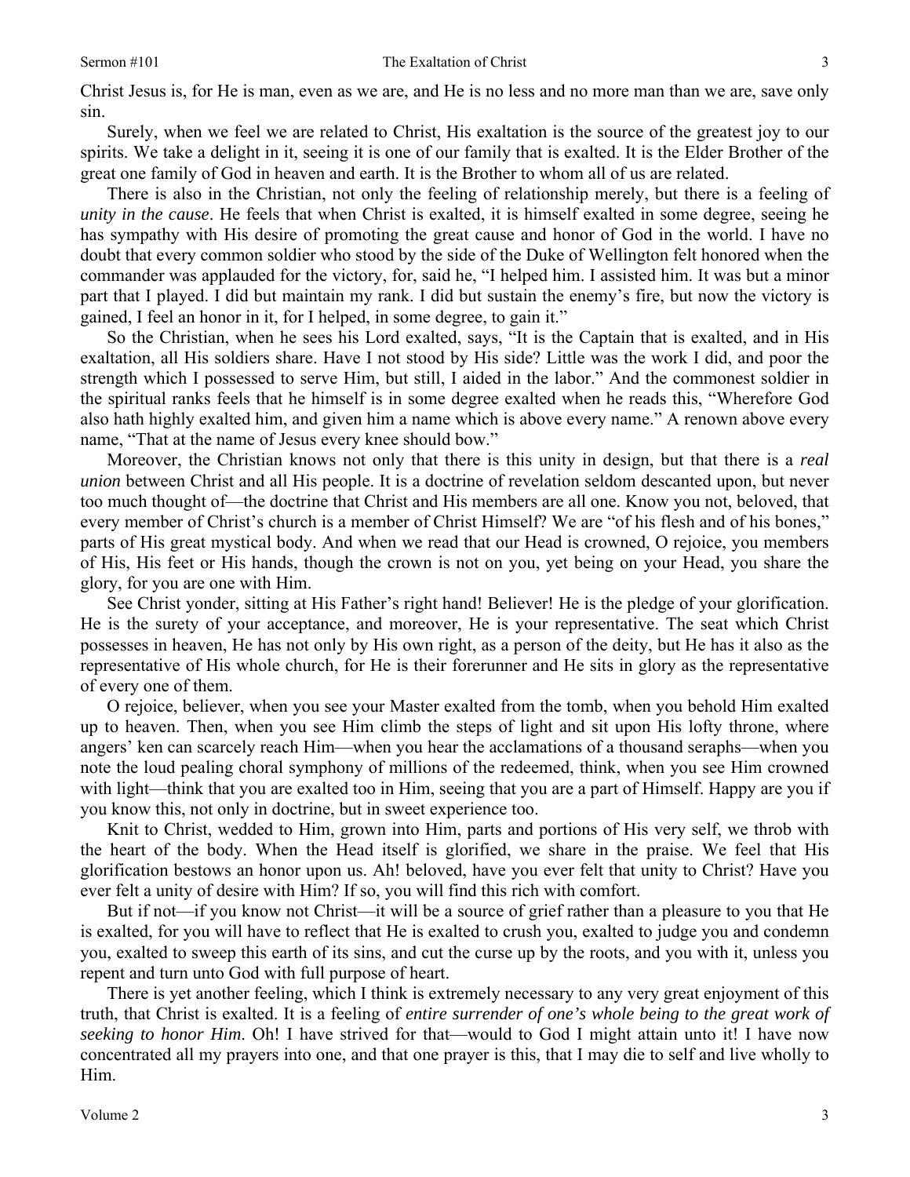Christ Jesus is, for He is man, even as we are, and He is no less and no more man than we are, save only sin.

Surely, when we feel we are related to Christ, His exaltation is the source of the greatest joy to our spirits. We take a delight in it, seeing it is one of our family that is exalted. It is the Elder Brother of the great one family of God in heaven and earth. It is the Brother to whom all of us are related.

There is also in the Christian, not only the feeling of relationship merely, but there is a feeling of *unity in the cause*. He feels that when Christ is exalted, it is himself exalted in some degree, seeing he has sympathy with His desire of promoting the great cause and honor of God in the world. I have no doubt that every common soldier who stood by the side of the Duke of Wellington felt honored when the commander was applauded for the victory, for, said he, "I helped him. I assisted him. It was but a minor part that I played. I did but maintain my rank. I did but sustain the enemy's fire, but now the victory is gained, I feel an honor in it, for I helped, in some degree, to gain it."

So the Christian, when he sees his Lord exalted, says, "It is the Captain that is exalted, and in His exaltation, all His soldiers share. Have I not stood by His side? Little was the work I did, and poor the strength which I possessed to serve Him, but still, I aided in the labor." And the commonest soldier in the spiritual ranks feels that he himself is in some degree exalted when he reads this, "Wherefore God also hath highly exalted him, and given him a name which is above every name." A renown above every name, "That at the name of Jesus every knee should bow."

Moreover, the Christian knows not only that there is this unity in design, but that there is a *real union* between Christ and all His people. It is a doctrine of revelation seldom descanted upon, but never too much thought of—the doctrine that Christ and His members are all one. Know you not, beloved, that every member of Christ's church is a member of Christ Himself? We are "of his flesh and of his bones," parts of His great mystical body. And when we read that our Head is crowned, O rejoice, you members of His, His feet or His hands, though the crown is not on you, yet being on your Head, you share the glory, for you are one with Him.

See Christ yonder, sitting at His Father's right hand! Believer! He is the pledge of your glorification. He is the surety of your acceptance, and moreover, He is your representative. The seat which Christ possesses in heaven, He has not only by His own right, as a person of the deity, but He has it also as the representative of His whole church, for He is their forerunner and He sits in glory as the representative of every one of them.

O rejoice, believer, when you see your Master exalted from the tomb, when you behold Him exalted up to heaven. Then, when you see Him climb the steps of light and sit upon His lofty throne, where angers' ken can scarcely reach Him—when you hear the acclamations of a thousand seraphs—when you note the loud pealing choral symphony of millions of the redeemed, think, when you see Him crowned with light—think that you are exalted too in Him, seeing that you are a part of Himself. Happy are you if you know this, not only in doctrine, but in sweet experience too.

Knit to Christ, wedded to Him, grown into Him, parts and portions of His very self, we throb with the heart of the body. When the Head itself is glorified, we share in the praise. We feel that His glorification bestows an honor upon us. Ah! beloved, have you ever felt that unity to Christ? Have you ever felt a unity of desire with Him? If so, you will find this rich with comfort.

But if not—if you know not Christ—it will be a source of grief rather than a pleasure to you that He is exalted, for you will have to reflect that He is exalted to crush you, exalted to judge you and condemn you, exalted to sweep this earth of its sins, and cut the curse up by the roots, and you with it, unless you repent and turn unto God with full purpose of heart.

There is yet another feeling, which I think is extremely necessary to any very great enjoyment of this truth, that Christ is exalted. It is a feeling of *entire surrender of one's whole being to the great work of seeking to honor Him*. Oh! I have strived for that—would to God I might attain unto it! I have now concentrated all my prayers into one, and that one prayer is this, that I may die to self and live wholly to Him.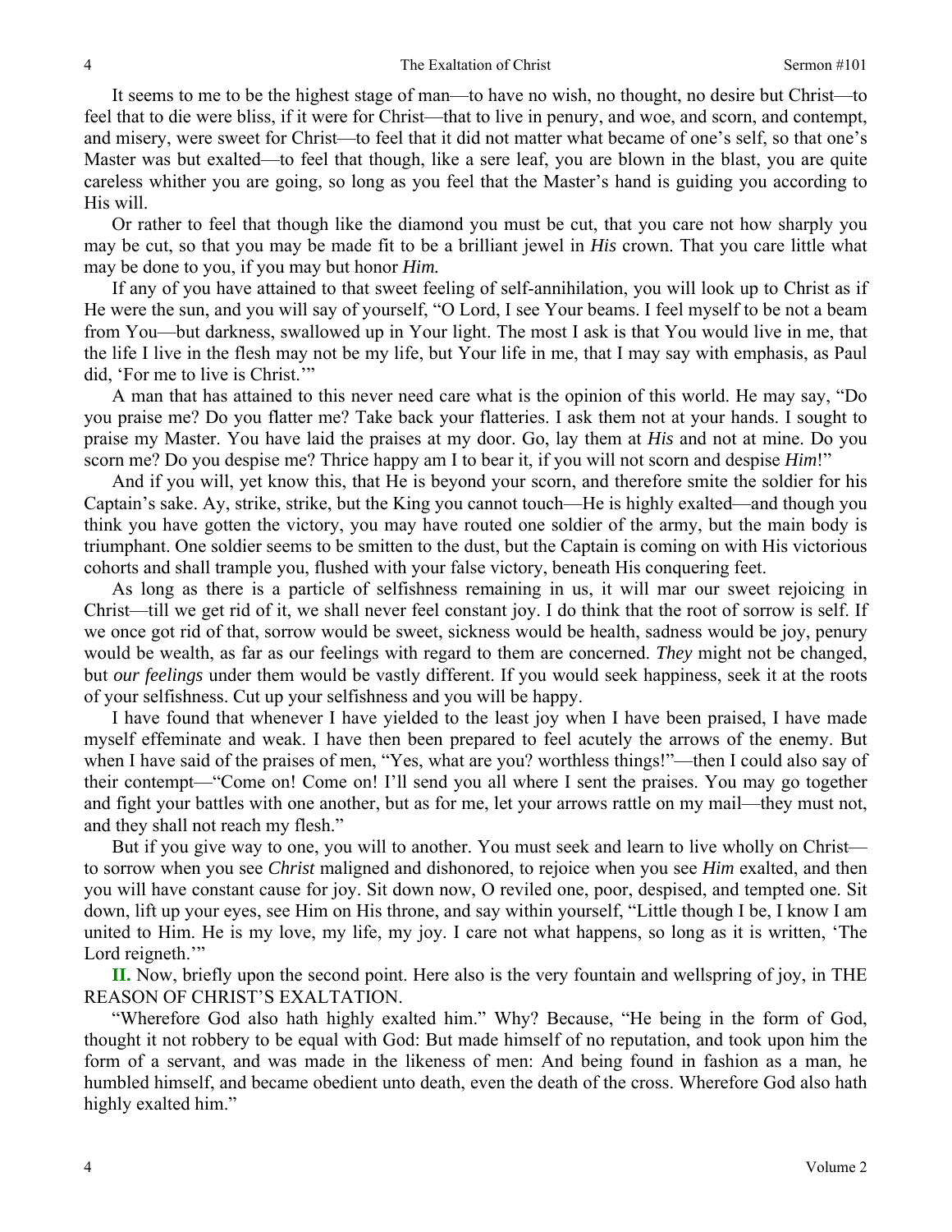It seems to me to be the highest stage of man—to have no wish, no thought, no desire but Christ—to feel that to die were bliss, if it were for Christ—that to live in penury, and woe, and scorn, and contempt, and misery, were sweet for Christ—to feel that it did not matter what became of one's self, so that one's Master was but exalted—to feel that though, like a sere leaf, you are blown in the blast, you are quite careless whither you are going, so long as you feel that the Master's hand is guiding you according to His will.

Or rather to feel that though like the diamond you must be cut, that you care not how sharply you may be cut, so that you may be made fit to be a brilliant jewel in *His* crown. That you care little what may be done to you, if you may but honor *Him.*

If any of you have attained to that sweet feeling of self-annihilation, you will look up to Christ as if He were the sun, and you will say of yourself, "O Lord, I see Your beams. I feel myself to be not a beam from You—but darkness, swallowed up in Your light. The most I ask is that You would live in me, that the life I live in the flesh may not be my life, but Your life in me, that I may say with emphasis, as Paul did, 'For me to live is Christ.'"

A man that has attained to this never need care what is the opinion of this world. He may say, "Do you praise me? Do you flatter me? Take back your flatteries. I ask them not at your hands. I sought to praise my Master. You have laid the praises at my door. Go, lay them at *His* and not at mine. Do you scorn me? Do you despise me? Thrice happy am I to bear it, if you will not scorn and despise *Him*!"

And if you will, yet know this, that He is beyond your scorn, and therefore smite the soldier for his Captain's sake. Ay, strike, strike, but the King you cannot touch—He is highly exalted—and though you think you have gotten the victory, you may have routed one soldier of the army, but the main body is triumphant. One soldier seems to be smitten to the dust, but the Captain is coming on with His victorious cohorts and shall trample you, flushed with your false victory, beneath His conquering feet.

As long as there is a particle of selfishness remaining in us, it will mar our sweet rejoicing in Christ—till we get rid of it, we shall never feel constant joy. I do think that the root of sorrow is self. If we once got rid of that, sorrow would be sweet, sickness would be health, sadness would be joy, penury would be wealth, as far as our feelings with regard to them are concerned. *They* might not be changed, but *our feelings* under them would be vastly different. If you would seek happiness, seek it at the roots of your selfishness. Cut up your selfishness and you will be happy.

I have found that whenever I have yielded to the least joy when I have been praised, I have made myself effeminate and weak. I have then been prepared to feel acutely the arrows of the enemy. But when I have said of the praises of men, "Yes, what are you? worthless things!"—then I could also say of their contempt—"Come on! Come on! I'll send you all where I sent the praises. You may go together and fight your battles with one another, but as for me, let your arrows rattle on my mail—they must not, and they shall not reach my flesh."

But if you give way to one, you will to another. You must seek and learn to live wholly on Christ—to sorrow when you see *Christ* maligned and dishonored, to rejoice when you see *Him* exalted, and then you will have constant cause for joy. Sit down now, O reviled one, poor, despised, and tempted one. Sit down, lift up your eyes, see Him on His throne, and say within yourself, "Little though I be, I know I am united to Him. He is my love, my life, my joy. I care not what happens, so long as it is written, 'The Lord reigneth.'"

**II.** Now, briefly upon the second point. Here also is the very fountain and wellspring of joy, in THE REASON OF CHRIST'S EXALTATION.

"Wherefore God also hath highly exalted him." Why? Because, "He being in the form of God, thought it not robbery to be equal with God: But made himself of no reputation, and took upon him the form of a servant, and was made in the likeness of men: And being found in fashion as a man, he humbled himself, and became obedient unto death, even the death of the cross. Wherefore God also hath highly exalted him."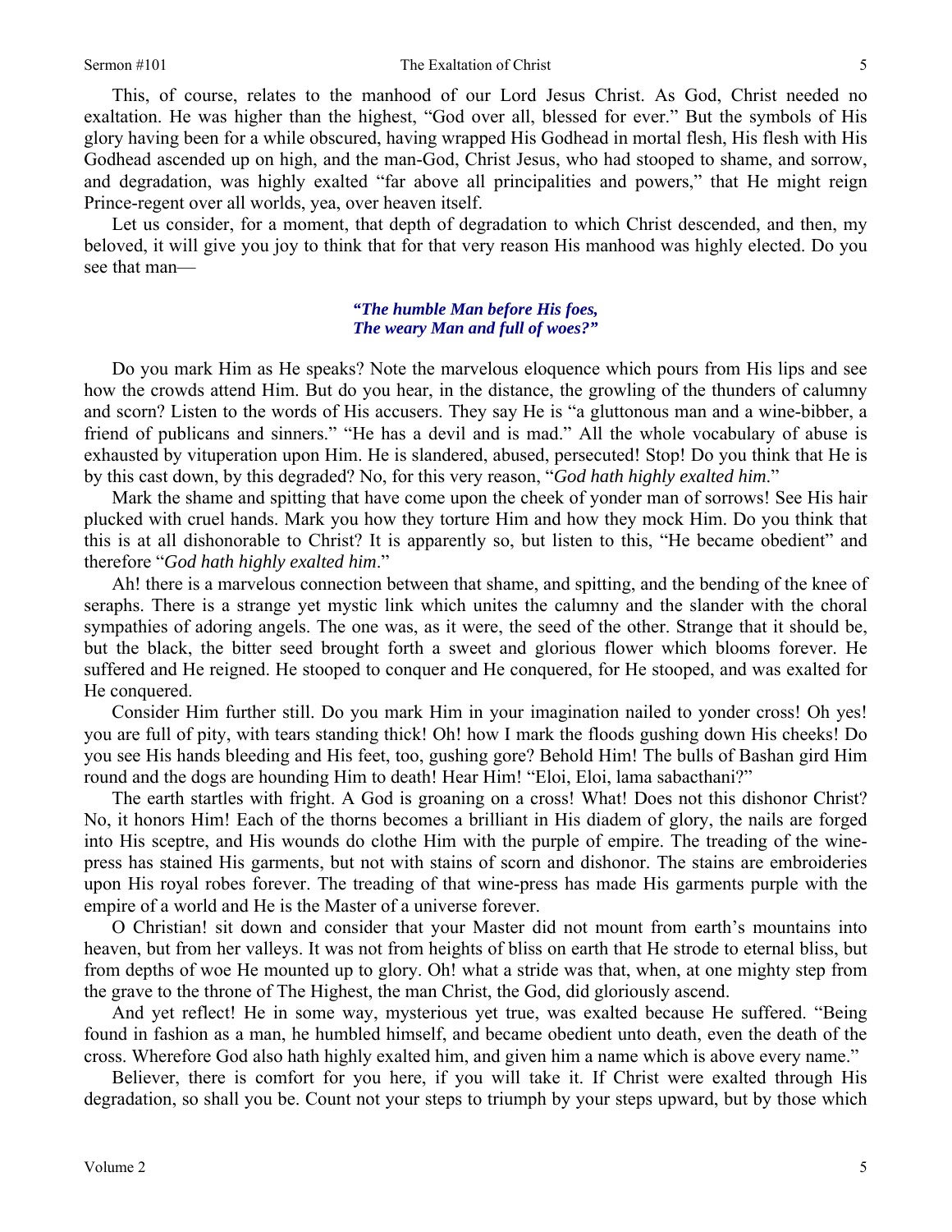This, of course, relates to the manhood of our Lord Jesus Christ. As God, Christ needed no exaltation. He was higher than the highest, "God over all, blessed for ever." But the symbols of His glory having been for a while obscured, having wrapped His Godhead in mortal flesh, His flesh with His Godhead ascended up on high, and the man-God, Christ Jesus, who had stooped to shame, and sorrow, and degradation, was highly exalted "far above all principalities and powers," that He might reign Prince-regent over all worlds, yea, over heaven itself.

Let us consider, for a moment, that depth of degradation to which Christ descended, and then, my beloved, it will give you joy to think that for that very reason His manhood was highly elected. Do you see that man—

> ***"The humble Man before His foes,***
> ***The weary Man and full of woes?"***

Do you mark Him as He speaks? Note the marvelous eloquence which pours from His lips and see how the crowds attend Him. But do you hear, in the distance, the growling of the thunders of calumny and scorn? Listen to the words of His accusers. They say He is "a gluttonous man and a wine-bibber, a friend of publicans and sinners." "He has a devil and is mad." All the whole vocabulary of abuse is exhausted by vituperation upon Him. He is slandered, abused, persecuted! Stop! Do you think that He is by this cast down, by this degraded? No, for this very reason, "*God hath highly exalted him*."

Mark the shame and spitting that have come upon the cheek of yonder man of sorrows! See His hair plucked with cruel hands. Mark you how they torture Him and how they mock Him. Do you think that this is at all dishonorable to Christ? It is apparently so, but listen to this, "He became obedient" and therefore "*God hath highly exalted him*."

Ah! there is a marvelous connection between that shame, and spitting, and the bending of the knee of seraphs. There is a strange yet mystic link which unites the calumny and the slander with the choral sympathies of adoring angels. The one was, as it were, the seed of the other. Strange that it should be, but the black, the bitter seed brought forth a sweet and glorious flower which blooms forever. He suffered and He reigned. He stooped to conquer and He conquered, for He stooped, and was exalted for He conquered.

Consider Him further still. Do you mark Him in your imagination nailed to yonder cross! Oh yes! you are full of pity, with tears standing thick! Oh! how I mark the floods gushing down His cheeks! Do you see His hands bleeding and His feet, too, gushing gore? Behold Him! The bulls of Bashan gird Him round and the dogs are hounding Him to death! Hear Him! "Eloi, Eloi, lama sabacthani?"

The earth startles with fright. A God is groaning on a cross! What! Does not this dishonor Christ? No, it honors Him! Each of the thorns becomes a brilliant in His diadem of glory, the nails are forged into His sceptre, and His wounds do clothe Him with the purple of empire. The treading of the wine-press has stained His garments, but not with stains of scorn and dishonor. The stains are embroideries upon His royal robes forever. The treading of that wine-press has made His garments purple with the empire of a world and He is the Master of a universe forever.

O Christian! sit down and consider that your Master did not mount from earth's mountains into heaven, but from her valleys. It was not from heights of bliss on earth that He strode to eternal bliss, but from depths of woe He mounted up to glory. Oh! what a stride was that, when, at one mighty step from the grave to the throne of The Highest, the man Christ, the God, did gloriously ascend.

And yet reflect! He in some way, mysterious yet true, was exalted because He suffered. "Being found in fashion as a man, he humbled himself, and became obedient unto death, even the death of the cross. Wherefore God also hath highly exalted him, and given him a name which is above every name."

Believer, there is comfort for you here, if you will take it. If Christ were exalted through His degradation, so shall you be. Count not your steps to triumph by your steps upward, but by those which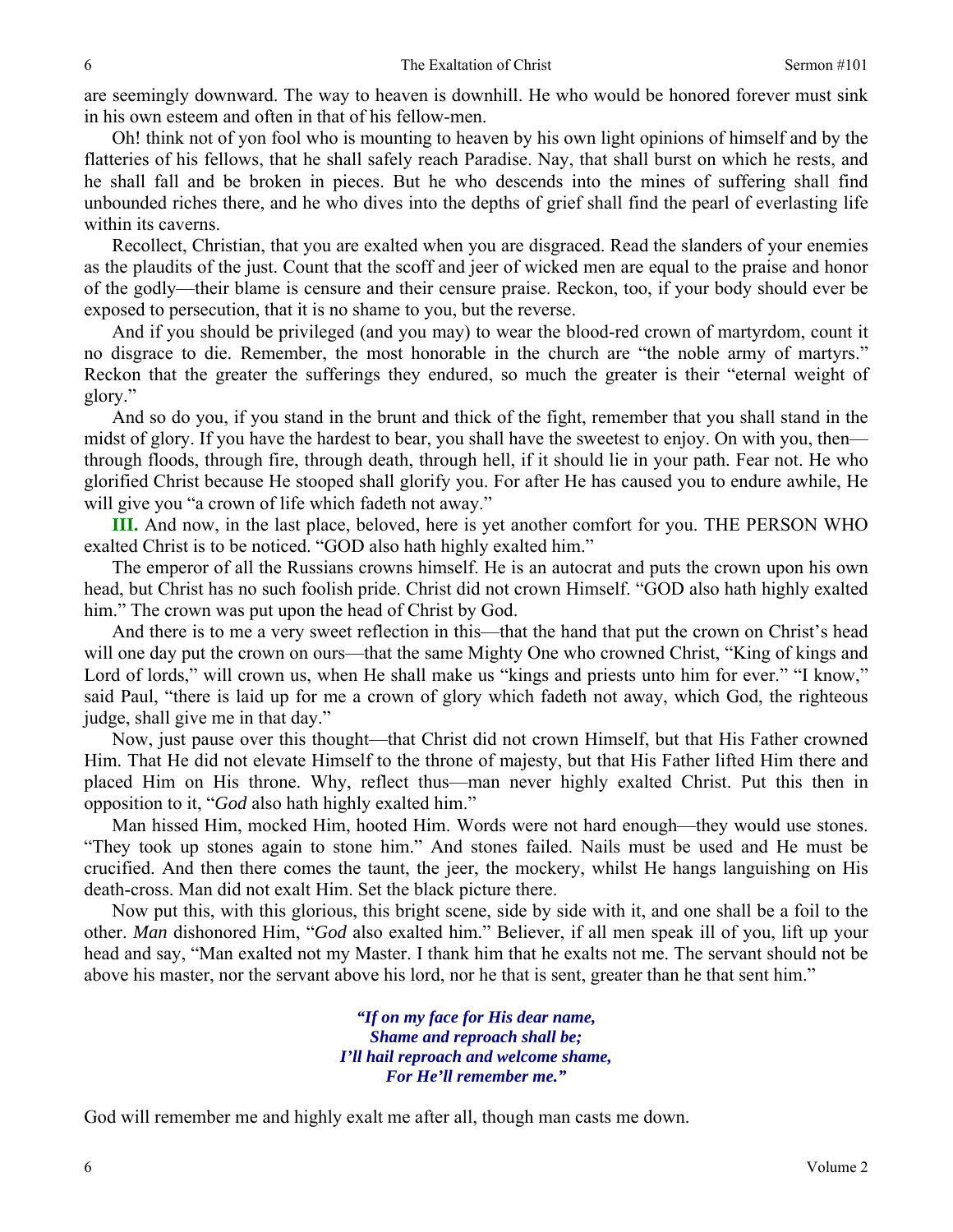are seemingly downward. The way to heaven is downhill. He who would be honored forever must sink in his own esteem and often in that of his fellow-men.

Oh! think not of yon fool who is mounting to heaven by his own light opinions of himself and by the flatteries of his fellows, that he shall safely reach Paradise. Nay, that shall burst on which he rests, and he shall fall and be broken in pieces. But he who descends into the mines of suffering shall find unbounded riches there, and he who dives into the depths of grief shall find the pearl of everlasting life within its caverns.

Recollect, Christian, that you are exalted when you are disgraced. Read the slanders of your enemies as the plaudits of the just. Count that the scoff and jeer of wicked men are equal to the praise and honor of the godly—their blame is censure and their censure praise. Reckon, too, if your body should ever be exposed to persecution, that it is no shame to you, but the reverse.

And if you should be privileged (and you may) to wear the blood-red crown of martyrdom, count it no disgrace to die. Remember, the most honorable in the church are "the noble army of martyrs." Reckon that the greater the sufferings they endured, so much the greater is their "eternal weight of glory."

And so do you, if you stand in the brunt and thick of the fight, remember that you shall stand in the midst of glory. If you have the hardest to bear, you shall have the sweetest to enjoy. On with you, then—through floods, through fire, through death, through hell, if it should lie in your path. Fear not. He who glorified Christ because He stooped shall glorify you. For after He has caused you to endure awhile, He will give you "a crown of life which fadeth not away."

**III.** And now, in the last place, beloved, here is yet another comfort for you. THE PERSON WHO exalted Christ is to be noticed. "GOD also hath highly exalted him."

The emperor of all the Russians crowns himself. He is an autocrat and puts the crown upon his own head, but Christ has no such foolish pride. Christ did not crown Himself. "GOD also hath highly exalted him." The crown was put upon the head of Christ by God.

And there is to me a very sweet reflection in this—that the hand that put the crown on Christ's head will one day put the crown on ours—that the same Mighty One who crowned Christ, "King of kings and Lord of lords," will crown us, when He shall make us "kings and priests unto him for ever." "I know," said Paul, "there is laid up for me a crown of glory which fadeth not away, which God, the righteous judge, shall give me in that day."

Now, just pause over this thought—that Christ did not crown Himself, but that His Father crowned Him. That He did not elevate Himself to the throne of majesty, but that His Father lifted Him there and placed Him on His throne. Why, reflect thus—man never highly exalted Christ. Put this then in opposition to it, "*God* also hath highly exalted him."

Man hissed Him, mocked Him, hooted Him. Words were not hard enough—they would use stones. "They took up stones again to stone him." And stones failed. Nails must be used and He must be crucified. And then there comes the taunt, the jeer, the mockery, whilst He hangs languishing on His death-cross. Man did not exalt Him. Set the black picture there.

Now put this, with this glorious, this bright scene, side by side with it, and one shall be a foil to the other. *Man* dishonored Him, "*God* also exalted him." Believer, if all men speak ill of you, lift up your head and say, "Man exalted not my Master. I thank him that he exalts not me. The servant should not be above his master, nor the servant above his lord, nor he that is sent, greater than he that sent him."

> ***"If on my face for His dear name,***
> ***Shame and reproach shall be;***
> ***I'll hail reproach and welcome shame,***
> ***For He'll remember me."***

God will remember me and highly exalt me after all, though man casts me down.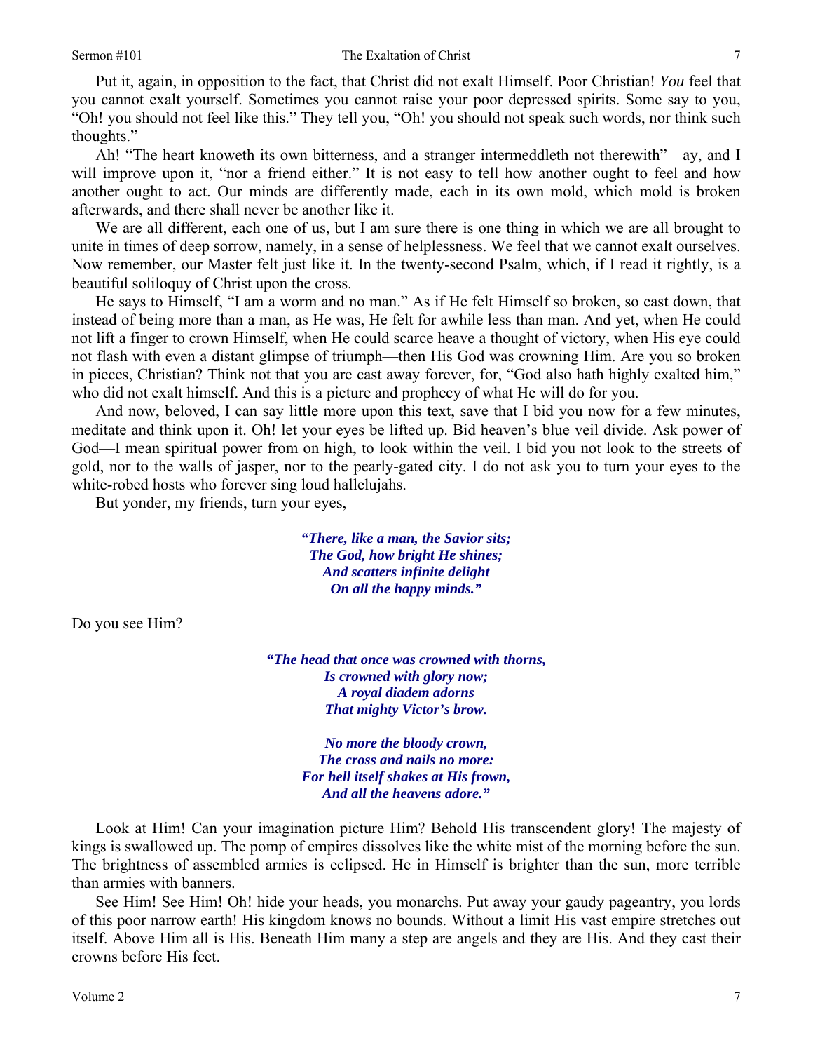Put it, again, in opposition to the fact, that Christ did not exalt Himself. Poor Christian! *You* feel that you cannot exalt yourself. Sometimes you cannot raise your poor depressed spirits. Some say to you, "Oh! you should not feel like this." They tell you, "Oh! you should not speak such words, nor think such thoughts."

Ah! "The heart knoweth its own bitterness, and a stranger intermeddleth not therewith"—ay, and I will improve upon it, "nor a friend either." It is not easy to tell how another ought to feel and how another ought to act. Our minds are differently made, each in its own mold, which mold is broken afterwards, and there shall never be another like it.

We are all different, each one of us, but I am sure there is one thing in which we are all brought to unite in times of deep sorrow, namely, in a sense of helplessness. We feel that we cannot exalt ourselves. Now remember, our Master felt just like it. In the twenty-second Psalm, which, if I read it rightly, is a beautiful soliloquy of Christ upon the cross.

He says to Himself, "I am a worm and no man." As if He felt Himself so broken, so cast down, that instead of being more than a man, as He was, He felt for awhile less than man. And yet, when He could not lift a finger to crown Himself, when He could scarce heave a thought of victory, when His eye could not flash with even a distant glimpse of triumph—then His God was crowning Him. Are you so broken in pieces, Christian? Think not that you are cast away forever, for, "God also hath highly exalted him," who did not exalt himself. And this is a picture and prophecy of what He will do for you.

And now, beloved, I can say little more upon this text, save that I bid you now for a few minutes, meditate and think upon it. Oh! let your eyes be lifted up. Bid heaven's blue veil divide. Ask power of God—I mean spiritual power from on high, to look within the veil. I bid you not look to the streets of gold, nor to the walls of jasper, nor to the pearly-gated city. I do not ask you to turn your eyes to the white-robed hosts who forever sing loud hallelujahs.

But yonder, my friends, turn your eyes,

> ***"There, like a man, the Savior sits;***
> ***The God, how bright He shines;***
> ***And scatters infinite delight***
> ***On all the happy minds."***

Do you see Him?

> ***"The head that once was crowned with thorns,***
> ***Is crowned with glory now;***
> ***A royal diadem adorns***
> ***That mighty Victor's brow.***
>
> ***No more the bloody crown,***
> ***The cross and nails no more:***
> ***For hell itself shakes at His frown,***
> ***And all the heavens adore."***

Look at Him! Can your imagination picture Him? Behold His transcendent glory! The majesty of kings is swallowed up. The pomp of empires dissolves like the white mist of the morning before the sun. The brightness of assembled armies is eclipsed. He in Himself is brighter than the sun, more terrible than armies with banners.

See Him! See Him! Oh! hide your heads, you monarchs. Put away your gaudy pageantry, you lords of this poor narrow earth! His kingdom knows no bounds. Without a limit His vast empire stretches out itself. Above Him all is His. Beneath Him many a step are angels and they are His. And they cast their crowns before His feet.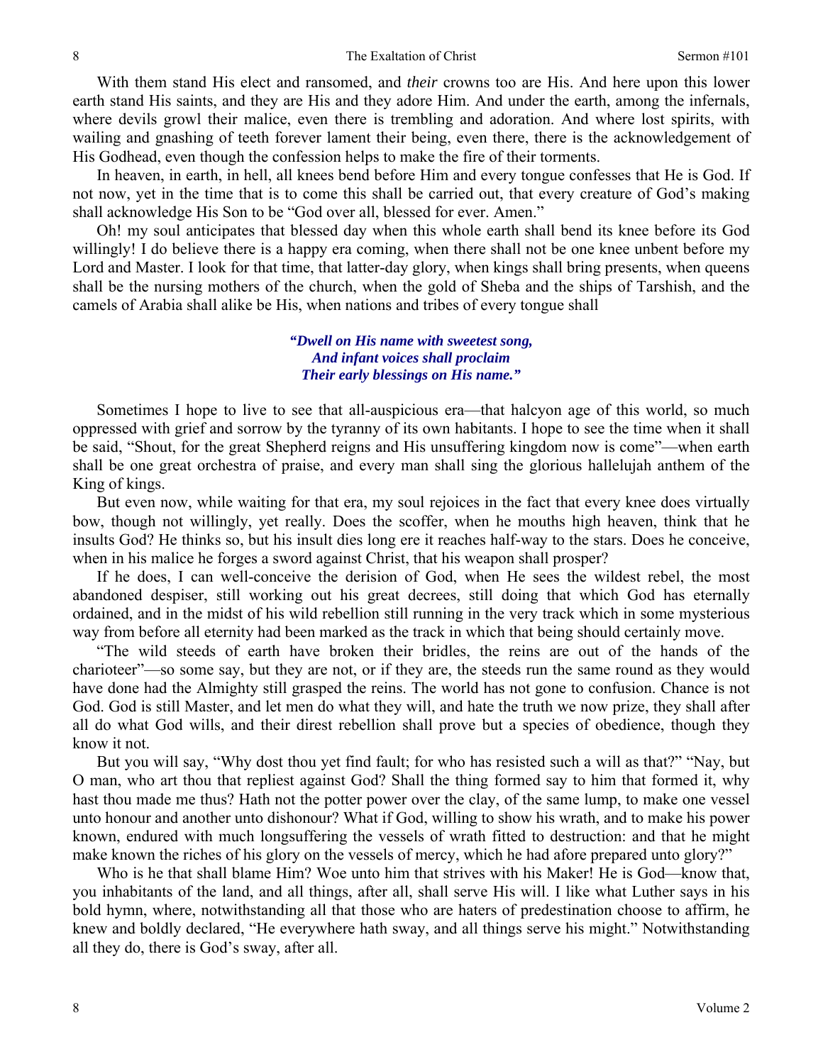With them stand His elect and ransomed, and *their* crowns too are His. And here upon this lower earth stand His saints, and they are His and they adore Him. And under the earth, among the infernals, where devils growl their malice, even there is trembling and adoration. And where lost spirits, with wailing and gnashing of teeth forever lament their being, even there, there is the acknowledgement of His Godhead, even though the confession helps to make the fire of their torments.

In heaven, in earth, in hell, all knees bend before Him and every tongue confesses that He is God. If not now, yet in the time that is to come this shall be carried out, that every creature of God's making shall acknowledge His Son to be "God over all, blessed for ever. Amen."

Oh! my soul anticipates that blessed day when this whole earth shall bend its knee before its God willingly! I do believe there is a happy era coming, when there shall not be one knee unbent before my Lord and Master. I look for that time, that latter-day glory, when kings shall bring presents, when queens shall be the nursing mothers of the church, when the gold of Sheba and the ships of Tarshish, and the camels of Arabia shall alike be His, when nations and tribes of every tongue shall

> ***"Dwell on His name with sweetest song,***
> ***And infant voices shall proclaim***
> ***Their early blessings on His name."***

Sometimes I hope to live to see that all-auspicious era—that halcyon age of this world, so much oppressed with grief and sorrow by the tyranny of its own habitants. I hope to see the time when it shall be said, "Shout, for the great Shepherd reigns and His unsuffering kingdom now is come"—when earth shall be one great orchestra of praise, and every man shall sing the glorious hallelujah anthem of the King of kings.

But even now, while waiting for that era, my soul rejoices in the fact that every knee does virtually bow, though not willingly, yet really. Does the scoffer, when he mouths high heaven, think that he insults God? He thinks so, but his insult dies long ere it reaches half-way to the stars. Does he conceive, when in his malice he forges a sword against Christ, that his weapon shall prosper?

If he does, I can well-conceive the derision of God, when He sees the wildest rebel, the most abandoned despiser, still working out his great decrees, still doing that which God has eternally ordained, and in the midst of his wild rebellion still running in the very track which in some mysterious way from before all eternity had been marked as the track in which that being should certainly move.

"The wild steeds of earth have broken their bridles, the reins are out of the hands of the charioteer"—so some say, but they are not, or if they are, the steeds run the same round as they would have done had the Almighty still grasped the reins. The world has not gone to confusion. Chance is not God. God is still Master, and let men do what they will, and hate the truth we now prize, they shall after all do what God wills, and their direst rebellion shall prove but a species of obedience, though they know it not.

But you will say, "Why dost thou yet find fault; for who has resisted such a will as that?" "Nay, but O man, who art thou that repliest against God? Shall the thing formed say to him that formed it, why hast thou made me thus? Hath not the potter power over the clay, of the same lump, to make one vessel unto honour and another unto dishonour? What if God, willing to show his wrath, and to make his power known, endured with much longsuffering the vessels of wrath fitted to destruction: and that he might make known the riches of his glory on the vessels of mercy, which he had afore prepared unto glory?"

Who is he that shall blame Him? Woe unto him that strives with his Maker! He is God—know that, you inhabitants of the land, and all things, after all, shall serve His will. I like what Luther says in his bold hymn, where, notwithstanding all that those who are haters of predestination choose to affirm, he knew and boldly declared, "He everywhere hath sway, and all things serve his might." Notwithstanding all they do, there is God's sway, after all.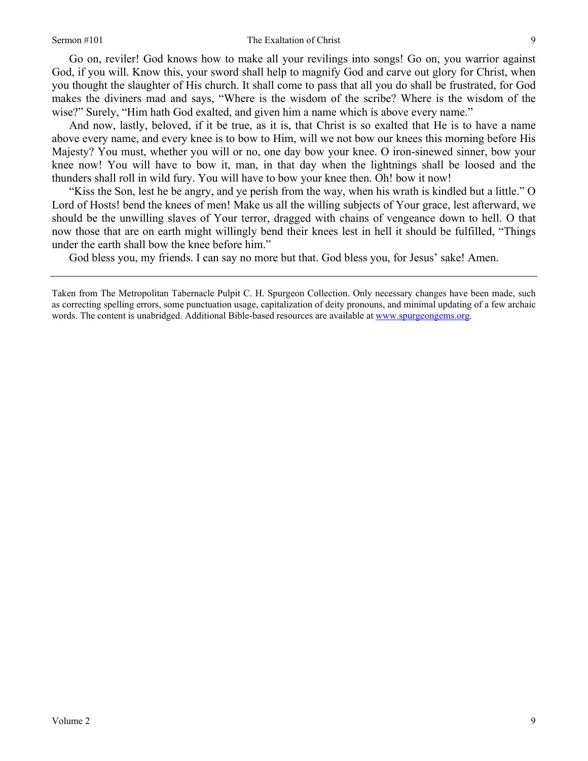Go on, reviler! God knows how to make all your revilings into songs! Go on, you warrior against God, if you will. Know this, your sword shall help to magnify God and carve out glory for Christ, when you thought the slaughter of His church. It shall come to pass that all you do shall be frustrated, for God makes the diviners mad and says, "Where is the wisdom of the scribe? Where is the wisdom of the wise?" Surely, "Him hath God exalted, and given him a name which is above every name."

And now, lastly, beloved, if it be true, as it is, that Christ is so exalted that He is to have a name above every name, and every knee is to bow to Him, will we not bow our knees this morning before His Majesty? You must, whether you will or no, one day bow your knee. O iron-sinewed sinner, bow your knee now! You will have to bow it, man, in that day when the lightnings shall be loosed and the thunders shall roll in wild fury. You will have to bow your knee then. Oh! bow it now!

"Kiss the Son, lest he be angry, and ye perish from the way, when his wrath is kindled but a little." O Lord of Hosts! bend the knees of men! Make us all the willing subjects of Your grace, lest afterward, we should be the unwilling slaves of Your terror, dragged with chains of vengeance down to hell. O that now those that are on earth might willingly bend their knees lest in hell it should be fulfilled, "Things under the earth shall bow the knee before him."

God bless you, my friends. I can say no more but that. God bless you, for Jesus' sake! Amen.

---

Taken from The Metropolitan Tabernacle Pulpit C. H. Spurgeon Collection. Only necessary changes have been made, such as correcting spelling errors, some punctuation usage, capitalization of deity pronouns, and minimal updating of a few archaic words. The content is unabridged. Additional Bible-based resources are available at [www.spurgeongems.org](http://www.spurgeongems.org).